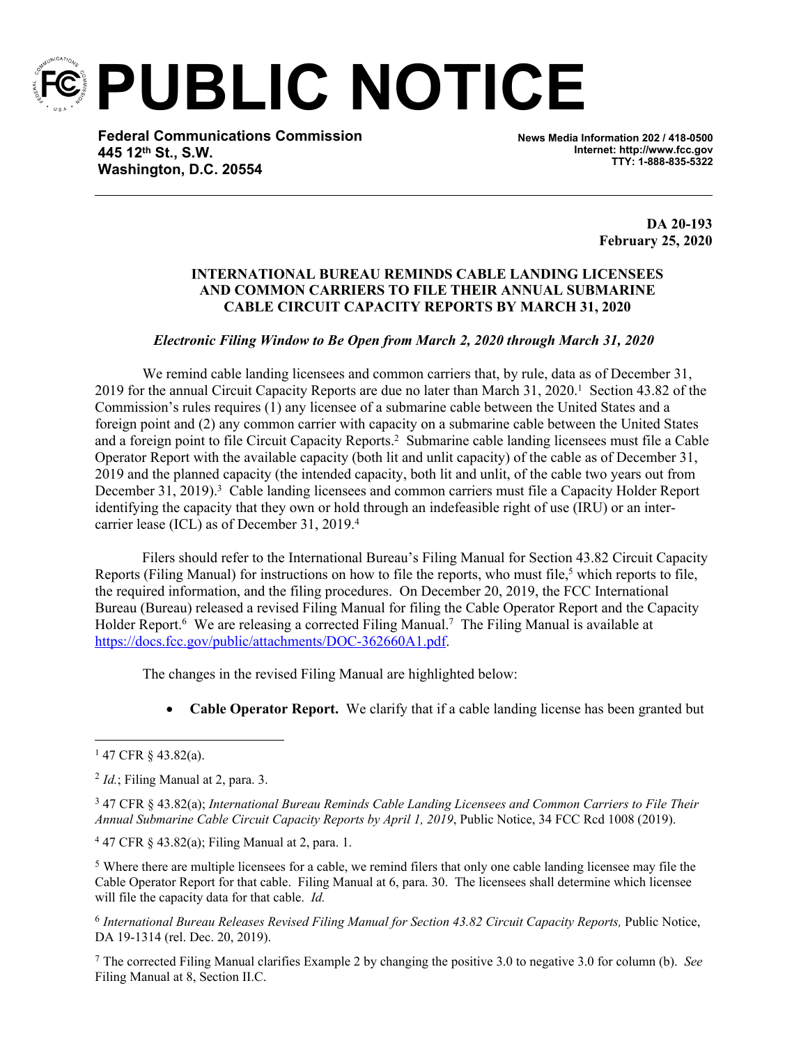# PUBLIC NOTICE

**Federal Communications Commission**
**445 12th St., S.W.**
**Washington, D.C. 20554**

**News Media Information 202 / 418-0500**
**Internet: http://www.fcc.gov**
**TTY: 1-888-835-5322**

---

**DA 20-193**
**February 25, 2020**

**INTERNATIONAL BUREAU REMINDS CABLE LANDING LICENSEES AND COMMON CARRIERS TO FILE THEIR ANNUAL SUBMARINE CABLE CIRCUIT CAPACITY REPORTS BY MARCH 31, 2020**

***Electronic Filing Window to Be Open from March 2, 2020 through March 31, 2020***

We remind cable landing licensees and common carriers that, by rule, data as of December 31, 2019 for the annual Circuit Capacity Reports are due no later than March 31, 2020.[1] Section 43.82 of the Commission's rules requires (1) any licensee of a submarine cable between the United States and a foreign point and (2) any common carrier with capacity on a submarine cable between the United States and a foreign point to file Circuit Capacity Reports.[2] Submarine cable landing licensees must file a Cable Operator Report with the available capacity (both lit and unlit capacity) of the cable as of December 31, 2019 and the planned capacity (the intended capacity, both lit and unlit, of the cable two years out from December 31, 2019).[3] Cable landing licensees and common carriers must file a Capacity Holder Report identifying the capacity that they own or hold through an indefeasible right of use (IRU) or an inter-carrier lease (ICL) as of December 31, 2019.[4]

Filers should refer to the International Bureau's Filing Manual for Section 43.82 Circuit Capacity Reports (Filing Manual) for instructions on how to file the reports, who must file,[5] which reports to file, the required information, and the filing procedures. On December 20, 2019, the FCC International Bureau (Bureau) released a revised Filing Manual for filing the Cable Operator Report and the Capacity Holder Report.[6] We are releasing a corrected Filing Manual.[7] The Filing Manual is available at https://docs.fcc.gov/public/attachments/DOC-362660A1.pdf.

The changes in the revised Filing Manual are highlighted below:

- **Cable Operator Report.** We clarify that if a cable landing license has been granted but

---

[1] 47 CFR § 43.82(a).

[2] *Id.*; Filing Manual at 2, para. 3.

[3] 47 CFR § 43.82(a); *International Bureau Reminds Cable Landing Licensees and Common Carriers to File Their Annual Submarine Cable Circuit Capacity Reports by April 1, 2019*, Public Notice, 34 FCC Rcd 1008 (2019).

[4] 47 CFR § 43.82(a); Filing Manual at 2, para. 1.

[5] Where there are multiple licensees for a cable, we remind filers that only one cable landing licensee may file the Cable Operator Report for that cable. Filing Manual at 6, para. 30. The licensees shall determine which licensee will file the capacity data for that cable. *Id.*

[6] *International Bureau Releases Revised Filing Manual for Section 43.82 Circuit Capacity Reports,* Public Notice, DA 19-1314 (rel. Dec. 20, 2019).

[7] The corrected Filing Manual clarifies Example 2 by changing the positive 3.0 to negative 3.0 for column (b). *See* Filing Manual at 8, Section II.C.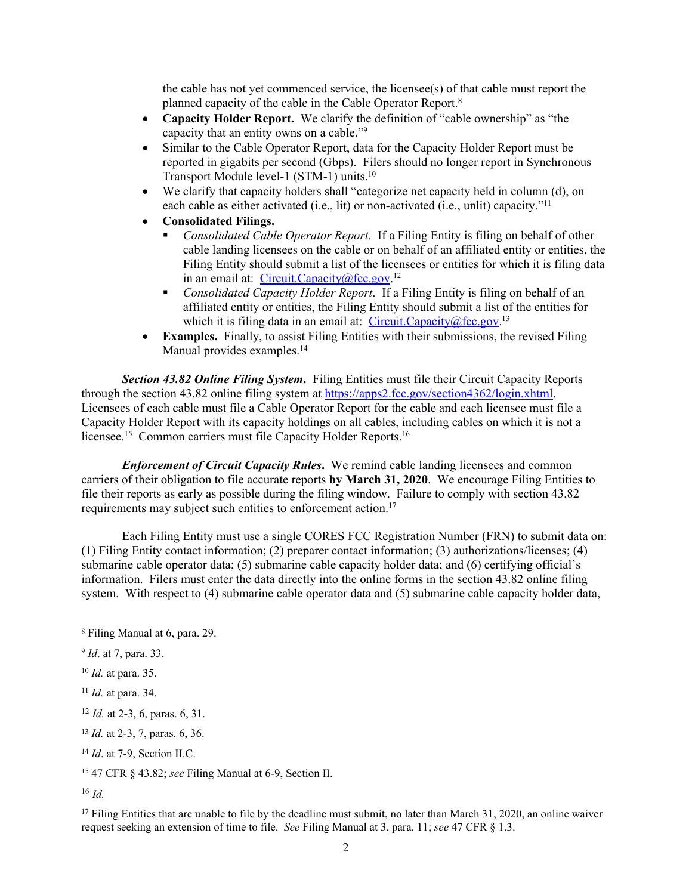the cable has not yet commenced service, the licensee(s) of that cable must report the planned capacity of the cable in the Cable Operator Report.[8]

- **Capacity Holder Report.** We clarify the definition of "cable ownership" as "the capacity that an entity owns on a cable."[9]
- Similar to the Cable Operator Report, data for the Capacity Holder Report must be reported in gigabits per second (Gbps). Filers should no longer report in Synchronous Transport Module level-1 (STM-1) units.[10]
- We clarify that capacity holders shall "categorize net capacity held in column (d), on each cable as either activated (i.e., lit) or non-activated (i.e., unlit) capacity."[11]
- **Consolidated Filings.**
  - *Consolidated Cable Operator Report.* If a Filing Entity is filing on behalf of other cable landing licensees on the cable or on behalf of an affiliated entity or entities, the Filing Entity should submit a list of the licensees or entities for which it is filing data in an email at: Circuit.Capacity@fcc.gov.[12]
  - *Consolidated Capacity Holder Report*. If a Filing Entity is filing on behalf of an affiliated entity or entities, the Filing Entity should submit a list of the entities for which it is filing data in an email at: Circuit.Capacity@fcc.gov.[13]
- **Examples.** Finally, to assist Filing Entities with their submissions, the revised Filing Manual provides examples.[14]

***Section 43.82 Online Filing System***. Filing Entities must file their Circuit Capacity Reports through the section 43.82 online filing system at https://apps2.fcc.gov/section4362/login.xhtml. Licensees of each cable must file a Cable Operator Report for the cable and each licensee must file a Capacity Holder Report with its capacity holdings on all cables, including cables on which it is not a licensee.[15] Common carriers must file Capacity Holder Reports.[16]

***Enforcement of Circuit Capacity Rules***. We remind cable landing licensees and common carriers of their obligation to file accurate reports **by March 31, 2020**. We encourage Filing Entities to file their reports as early as possible during the filing window. Failure to comply with section 43.82 requirements may subject such entities to enforcement action.[17]

Each Filing Entity must use a single CORES FCC Registration Number (FRN) to submit data on: (1) Filing Entity contact information; (2) preparer contact information; (3) authorizations/licenses; (4) submarine cable operator data; (5) submarine cable capacity holder data; and (6) certifying official's information. Filers must enter the data directly into the online forms in the section 43.82 online filing system. With respect to (4) submarine cable operator data and (5) submarine cable capacity holder data,

---

[8] Filing Manual at 6, para. 29.

[9] *Id*. at 7, para. 33.

[10] *Id.* at para. 35.

[11] *Id.* at para. 34.

[12] *Id.* at 2-3, 6, paras. 6, 31.

[13] *Id.* at 2-3, 7, paras. 6, 36.

[14] *Id*. at 7-9, Section II.C.

[15] 47 CFR § 43.82; *see* Filing Manual at 6-9, Section II.

[16] *Id.*

[17] Filing Entities that are unable to file by the deadline must submit, no later than March 31, 2020, an online waiver request seeking an extension of time to file. *See* Filing Manual at 3, para. 11; *see* 47 CFR § 1.3.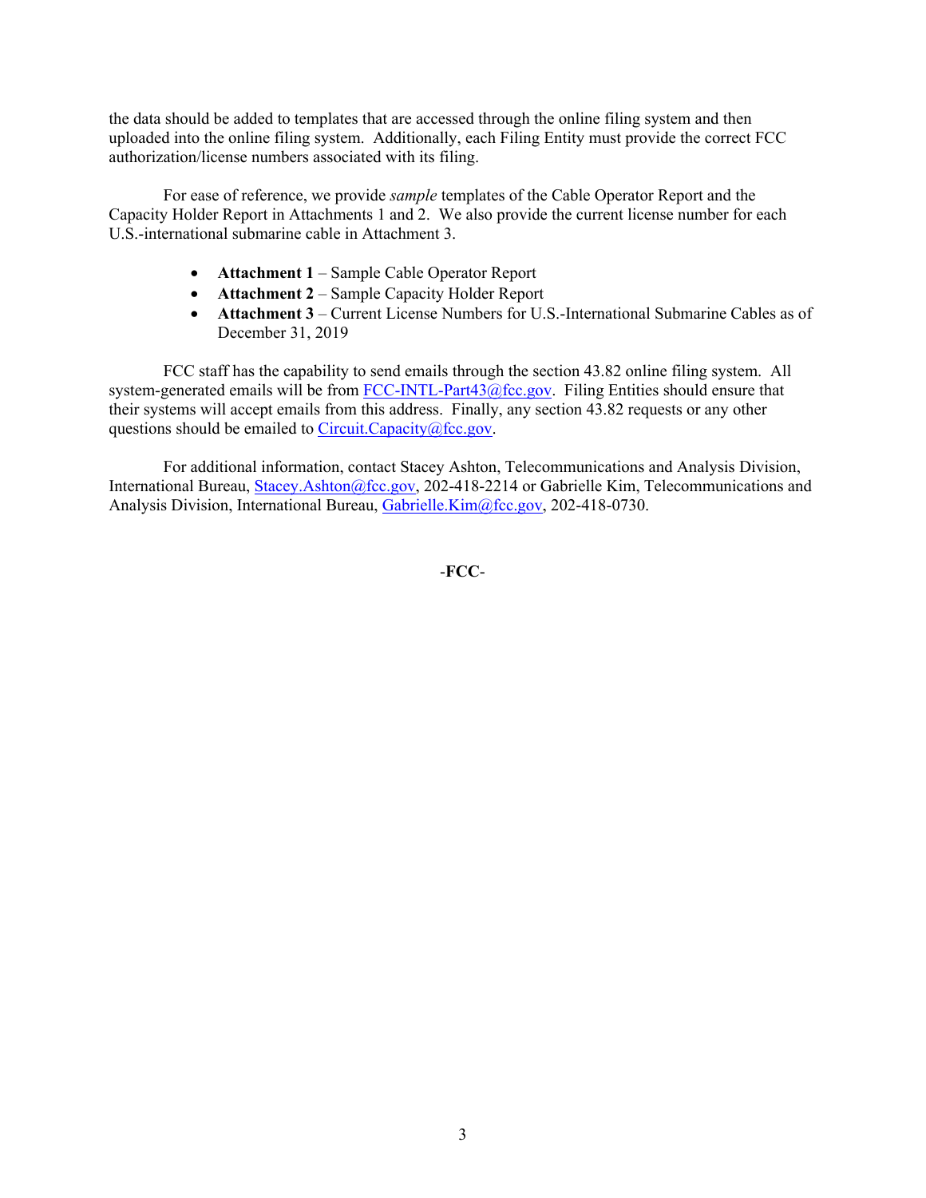the data should be added to templates that are accessed through the online filing system and then uploaded into the online filing system. Additionally, each Filing Entity must provide the correct FCC authorization/license numbers associated with its filing.

For ease of reference, we provide *sample* templates of the Cable Operator Report and the Capacity Holder Report in Attachments 1 and 2. We also provide the current license number for each U.S.-international submarine cable in Attachment 3.

- **Attachment 1** – Sample Cable Operator Report
- **Attachment 2** – Sample Capacity Holder Report
- **Attachment 3** – Current License Numbers for U.S.-International Submarine Cables as of December 31, 2019

FCC staff has the capability to send emails through the section 43.82 online filing system. All system-generated emails will be from FCC-INTL-Part43@fcc.gov. Filing Entities should ensure that their systems will accept emails from this address. Finally, any section 43.82 requests or any other questions should be emailed to Circuit.Capacity@fcc.gov.

For additional information, contact Stacey Ashton, Telecommunications and Analysis Division, International Bureau, Stacey.Ashton@fcc.gov, 202-418-2214 or Gabrielle Kim, Telecommunications and Analysis Division, International Bureau, Gabrielle.Kim@fcc.gov, 202-418-0730.

-**FCC**-